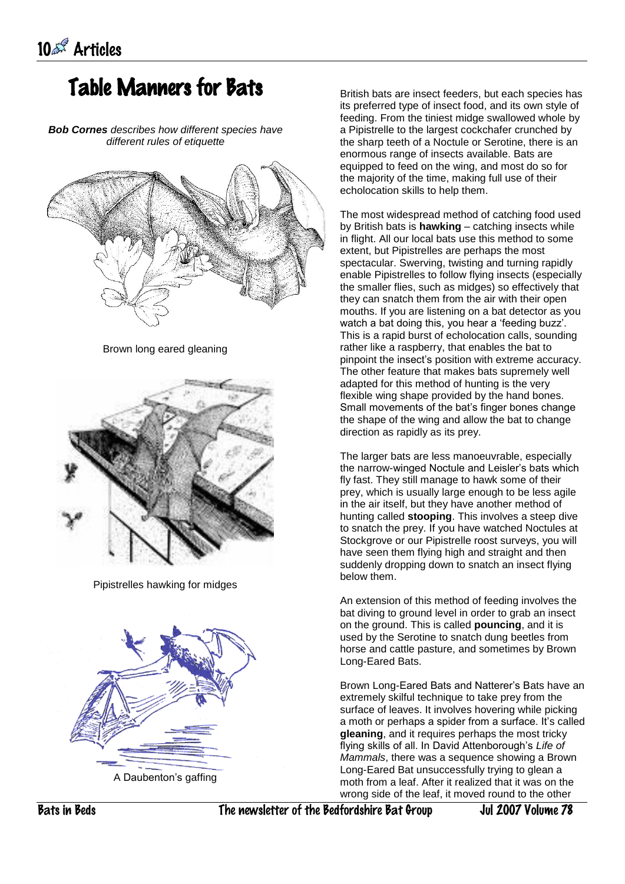# Table Manners for Bats

***Bob Cornes** describes how different species have different rules of etiquette*

Brown long eared gleaning

Pipistrelles hawking for midges

A Daubenton's gaffing

British bats are insect feeders, but each species has its preferred type of insect food, and its own style of feeding. From the tiniest midge swallowed whole by a Pipistrelle to the largest cockchafer crunched by the sharp teeth of a Noctule or Serotine, there is an enormous range of insects available. Bats are equipped to feed on the wing, and most do so for the majority of the time, making full use of their echolocation skills to help them.

The most widespread method of catching food used by British bats is **hawking** – catching insects while in flight. All our local bats use this method to some extent, but Pipistrelles are perhaps the most spectacular. Swerving, twisting and turning rapidly enable Pipistrelles to follow flying insects (especially the smaller flies, such as midges) so effectively that they can snatch them from the air with their open mouths. If you are listening on a bat detector as you watch a bat doing this, you hear a 'feeding buzz'. This is a rapid burst of echolocation calls, sounding rather like a raspberry, that enables the bat to pinpoint the insect's position with extreme accuracy. The other feature that makes bats supremely well adapted for this method of hunting is the very flexible wing shape provided by the hand bones. Small movements of the bat's finger bones change the shape of the wing and allow the bat to change direction as rapidly as its prey.

The larger bats are less manoeuvrable, especially the narrow-winged Noctule and Leisler's bats which fly fast. They still manage to hawk some of their prey, which is usually large enough to be less agile in the air itself, but they have another method of hunting called **stooping**. This involves a steep dive to snatch the prey. If you have watched Noctules at Stockgrove or our Pipistrelle roost surveys, you will have seen them flying high and straight and then suddenly dropping down to snatch an insect flying below them.

An extension of this method of feeding involves the bat diving to ground level in order to grab an insect on the ground. This is called **pouncing**, and it is used by the Serotine to snatch dung beetles from horse and cattle pasture, and sometimes by Brown Long-Eared Bats.

Brown Long-Eared Bats and Natterer's Bats have an extremely skilful technique to take prey from the surface of leaves. It involves hovering while picking a moth or perhaps a spider from a surface. It's called **gleaning**, and it requires perhaps the most tricky flying skills of all. In David Attenborough's *Life of Mammals*, there was a sequence showing a Brown Long-Eared Bat unsuccessfully trying to glean a moth from a leaf. After it realized that it was on the wrong side of the leaf, it moved round to the other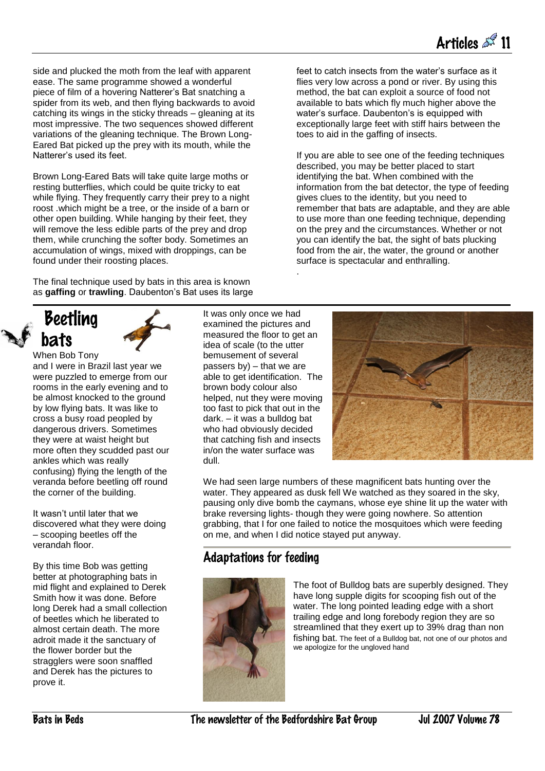side and plucked the moth from the leaf with apparent ease. The same programme showed a wonderful piece of film of a hovering Natterer's Bat snatching a spider from its web, and then flying backwards to avoid catching its wings in the sticky threads – gleaning at its most impressive. The two sequences showed different variations of the gleaning technique. The Brown Long-Eared Bat picked up the prey with its mouth, while the Natterer's used its feet.

Brown Long-Eared Bats will take quite large moths or resting butterflies, which could be quite tricky to eat while flying. They frequently carry their prey to a night roost .which might be a tree, or the inside of a barn or other open building. While hanging by their feet, they will remove the less edible parts of the prey and drop them, while crunching the softer body. Sometimes an accumulation of wings, mixed with droppings, can be found under their roosting places.

The final technique used by bats in this area is known as **gaffing** or **trawling**. Daubenton's Bat uses its large feet to catch insects from the water's surface as it flies very low across a pond or river. By using this method, the bat can exploit a source of food not available to bats which fly much higher above the water's surface. Daubenton's is equipped with exceptionally large feet with stiff hairs between the toes to aid in the gaffing of insects.

If you are able to see one of the feeding techniques described, you may be better placed to start identifying the bat. When combined with the information from the bat detector, the type of feeding gives clues to the identity, but you need to remember that bats are adaptable, and they are able to use more than one feeding technique, depending on the prey and the circumstances. Whether or not you can identify the bat, the sight of bats plucking food from the air, the water, the ground or another surface is spectacular and enthralling.

## Beetling bats

When Bob Tony and I were in Brazil last year we were puzzled to emerge from our rooms in the early evening and to be almost knocked to the ground by low flying bats. It was like to cross a busy road peopled by dangerous drivers. Sometimes they were at waist height but more often they scudded past our ankles which was really confusing) flying the length of the veranda before beetling off round the corner of the building.

It wasn't until later that we discovered what they were doing – scooping beetles off the verandah floor.

By this time Bob was getting better at photographing bats in mid flight and explained to Derek Smith how it was done. Before long Derek had a small collection of beetles which he liberated to almost certain death. The more adroit made it the sanctuary of the flower border but the stragglers were soon snaffled and Derek has the pictures to prove it.

It was only once we had examined the pictures and measured the floor to get an idea of scale (to the utter bemusement of several passers by) – that we are able to get identification. The brown body colour also helped, nut they were moving too fast to pick that out in the dark. – it was a bulldog bat who had obviously decided that catching fish and insects in/on the water surface was dull.

We had seen large numbers of these magnificent bats hunting over the water. They appeared as dusk fell We watched as they soared in the sky, pausing only dive bomb the caymans, whose eye shine lit up the water with brake reversing lights- though they were going nowhere. So attention grabbing, that I for one failed to notice the mosquitoes which were feeding on me, and when I did notice stayed put anyway.

## Adaptations for feeding

The foot of Bulldog bats are superbly designed. They have long supple digits for scooping fish out of the water. The long pointed leading edge with a short trailing edge and long forebody region they are so streamlined that they exert up to 39% drag than non fishing bat. The feet of a Bulldog bat, not one of our photos and we apologize for the ungloved hand